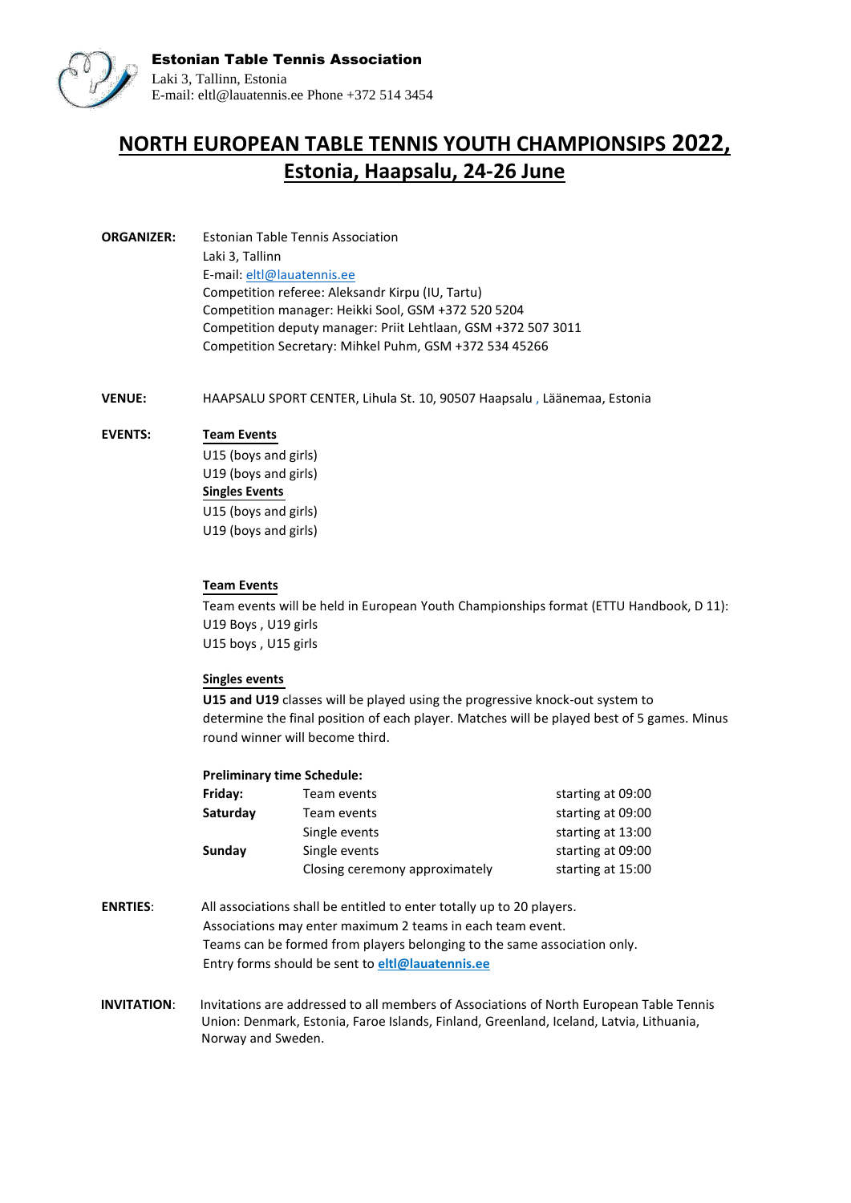**Estonian Table Tennis Association**
Laki 3, Tallinn, Estonia
E-mail: eltl@lauatennis.ee Phone +372 514 3454

# NORTH EUROPEAN TABLE TENNIS YOUTH CHAMPIONSIPS 2022, Estonia, Haapsalu, 24-26 June

**ORGANIZER:** Estonian Table Tennis Association
Laki 3, Tallinn
E-mail: eltl@lauatennis.ee
Competition referee: Aleksandr Kirpu (IU, Tartu)
Competition manager: Heikki Sool, GSM +372 520 5204
Competition deputy manager: Priit Lehtlaan, GSM +372 507 3011
Competition Secretary: Mihkel Puhm, GSM +372 534 45266

**VENUE:** HAAPSALU SPORT CENTER, Lihula St. 10, 90507 Haapsalu , Läänemaa, Estonia

**EVENTS:**

**Team Events**
U15 (boys and girls)
U19 (boys and girls)

**Singles Events**
U15 (boys and girls)
U19 (boys and girls)

**Team Events**

Team events will be held in European Youth Championships format (ETTU Handbook, D 11):
U19 Boys , U19 girls
U15 boys , U15 girls

**Singles events**

**U15 and U19** classes will be played using the progressive knock-out system to determine the final position of each player. Matches will be played best of 5 games. Minus round winner will become third.

**Preliminary time Schedule:**

| | | |
|---|---|---|
| **Friday:** | Team events | starting at 09:00 |
| **Saturday** | Team events | starting at 09:00 |
| | Single events | starting at 13:00 |
| **Sunday** | Single events | starting at 09:00 |
| | Closing ceremony approximately | starting at 15:00 |

**ENRTIES**: All associations shall be entitled to enter totally up to 20 players.
Associations may enter maximum 2 teams in each team event.
Teams can be formed from players belonging to the same association only.
Entry forms should be sent to **eltl@lauatennis.ee**

**INVITATION**: Invitations are addressed to all members of Associations of North European Table Tennis Union: Denmark, Estonia, Faroe Islands, Finland, Greenland, Iceland, Latvia, Lithuania, Norway and Sweden.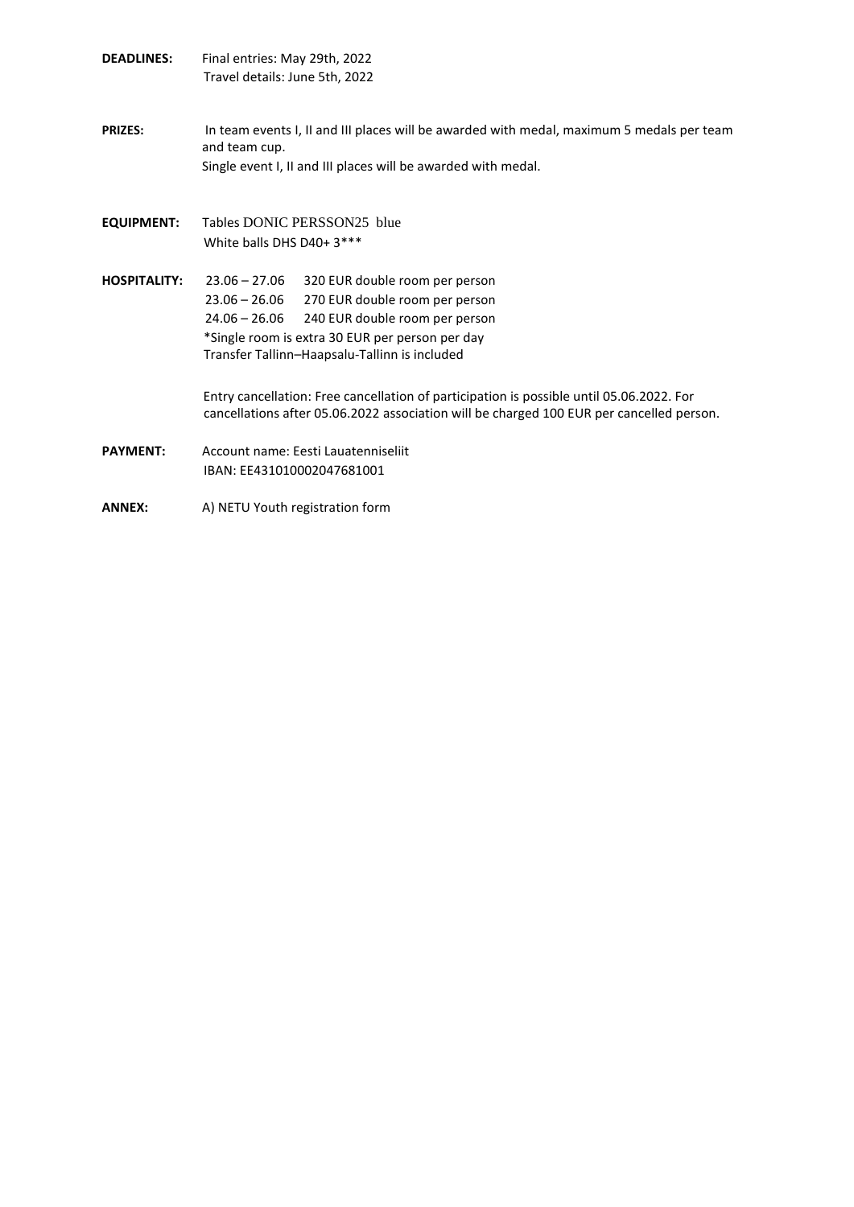**DEADLINES:** Final entries: May 29th, 2022
Travel details: June 5th, 2022

**PRIZES:** In team events I, II and III places will be awarded with medal, maximum 5 medals per team and team cup.
Single event I, II and III places will be awarded with medal.

**EQUIPMENT:** Tables DONIC PERSSON25 blue
White balls DHS D40+ 3***

**HOSPITALITY:**

| | |
|---|---|
| 23.06 – 27.06 | 320 EUR double room per person |
| 23.06 – 26.06 | 270 EUR double room per person |
| 24.06 – 26.06 | 240 EUR double room per person |

*Single room is extra 30 EUR per person per day
Transfer Tallinn–Haapsalu-Tallinn is included

Entry cancellation: Free cancellation of participation is possible until 05.06.2022. For cancellations after 05.06.2022 association will be charged 100 EUR per cancelled person.

**PAYMENT:** Account name: Eesti Lauatenniseliit
IBAN: EE431010002047681001

**ANNEX:** A) NETU Youth registration form